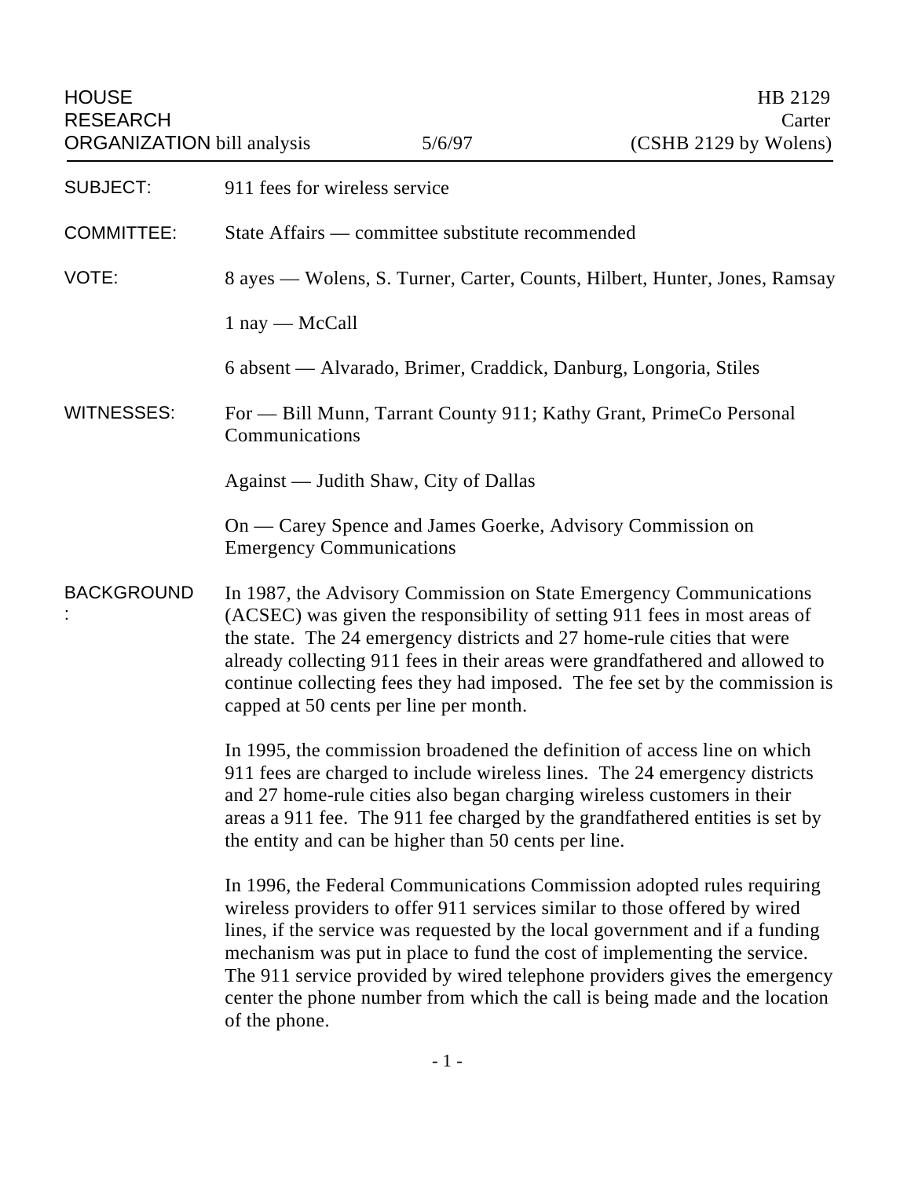HOUSE RESEARCH ORGANIZATION bill analysis — 5/6/97 — HB 2129 Carter (CSHB 2129 by Wolens)

**SUBJECT:** 911 fees for wireless service

**COMMITTEE:** State Affairs — committee substitute recommended

**VOTE:** 8 ayes — Wolens, S. Turner, Carter, Counts, Hilbert, Hunter, Jones, Ramsay

1 nay — McCall

6 absent — Alvarado, Brimer, Craddick, Danburg, Longoria, Stiles

**WITNESSES:** For — Bill Munn, Tarrant County 911; Kathy Grant, PrimeCo Personal Communications

Against — Judith Shaw, City of Dallas

On — Carey Spence and James Goerke, Advisory Commission on Emergency Communications

**BACKGROUND:** In 1987, the Advisory Commission on State Emergency Communications (ACSEC) was given the responsibility of setting 911 fees in most areas of the state. The 24 emergency districts and 27 home-rule cities that were already collecting 911 fees in their areas were grandfathered and allowed to continue collecting fees they had imposed. The fee set by the commission is capped at 50 cents per line per month.

In 1995, the commission broadened the definition of access line on which 911 fees are charged to include wireless lines. The 24 emergency districts and 27 home-rule cities also began charging wireless customers in their areas a 911 fee. The 911 fee charged by the grandfathered entities is set by the entity and can be higher than 50 cents per line.

In 1996, the Federal Communications Commission adopted rules requiring wireless providers to offer 911 services similar to those offered by wired lines, if the service was requested by the local government and if a funding mechanism was put in place to fund the cost of implementing the service. The 911 service provided by wired telephone providers gives the emergency center the phone number from which the call is being made and the location of the phone.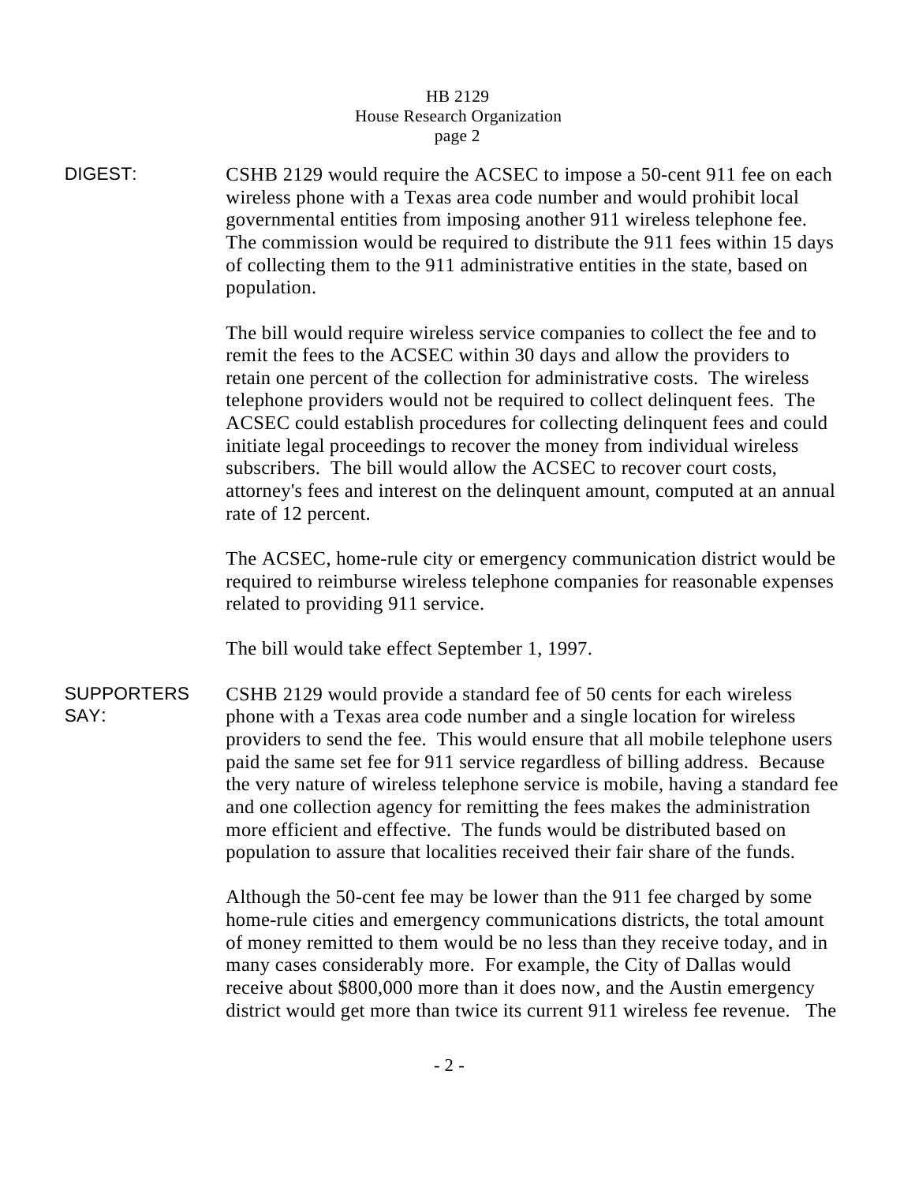**DIGEST:**

CSHB 2129 would require the ACSEC to impose a 50-cent 911 fee on each wireless phone with a Texas area code number and would prohibit local governmental entities from imposing another 911 wireless telephone fee. The commission would be required to distribute the 911 fees within 15 days of collecting them to the 911 administrative entities in the state, based on population.

The bill would require wireless service companies to collect the fee and to remit the fees to the ACSEC within 30 days and allow the providers to retain one percent of the collection for administrative costs. The wireless telephone providers would not be required to collect delinquent fees. The ACSEC could establish procedures for collecting delinquent fees and could initiate legal proceedings to recover the money from individual wireless subscribers. The bill would allow the ACSEC to recover court costs, attorney's fees and interest on the delinquent amount, computed at an annual rate of 12 percent.

The ACSEC, home-rule city or emergency communication district would be required to reimburse wireless telephone companies for reasonable expenses related to providing 911 service.

The bill would take effect September 1, 1997.

**SUPPORTERS SAY:**

CSHB 2129 would provide a standard fee of 50 cents for each wireless phone with a Texas area code number and a single location for wireless providers to send the fee. This would ensure that all mobile telephone users paid the same set fee for 911 service regardless of billing address. Because the very nature of wireless telephone service is mobile, having a standard fee and one collection agency for remitting the fees makes the administration more efficient and effective. The funds would be distributed based on population to assure that localities received their fair share of the funds.

Although the 50-cent fee may be lower than the 911 fee charged by some home-rule cities and emergency communications districts, the total amount of money remitted to them would be no less than they receive today, and in many cases considerably more. For example, the City of Dallas would receive about $800,000 more than it does now, and the Austin emergency district would get more than twice its current 911 wireless fee revenue. The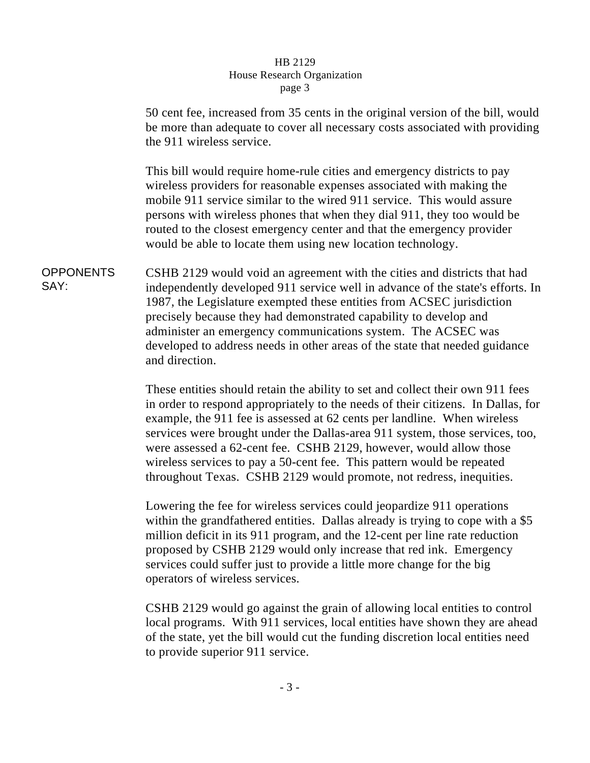50 cent fee, increased from 35 cents in the original version of the bill, would be more than adequate to cover all necessary costs associated with providing the 911 wireless service.

This bill would require home-rule cities and emergency districts to pay wireless providers for reasonable expenses associated with making the mobile 911 service similar to the wired 911 service. This would assure persons with wireless phones that when they dial 911, they too would be routed to the closest emergency center and that the emergency provider would be able to locate them using new location technology.

**OPPONENTS SAY:**

CSHB 2129 would void an agreement with the cities and districts that had independently developed 911 service well in advance of the state's efforts. In 1987, the Legislature exempted these entities from ACSEC jurisdiction precisely because they had demonstrated capability to develop and administer an emergency communications system. The ACSEC was developed to address needs in other areas of the state that needed guidance and direction.

These entities should retain the ability to set and collect their own 911 fees in order to respond appropriately to the needs of their citizens. In Dallas, for example, the 911 fee is assessed at 62 cents per landline. When wireless services were brought under the Dallas-area 911 system, those services, too, were assessed a 62-cent fee. CSHB 2129, however, would allow those wireless services to pay a 50-cent fee. This pattern would be repeated throughout Texas. CSHB 2129 would promote, not redress, inequities.

Lowering the fee for wireless services could jeopardize 911 operations within the grandfathered entities. Dallas already is trying to cope with a $5 million deficit in its 911 program, and the 12-cent per line rate reduction proposed by CSHB 2129 would only increase that red ink. Emergency services could suffer just to provide a little more change for the big operators of wireless services.

CSHB 2129 would go against the grain of allowing local entities to control local programs. With 911 services, local entities have shown they are ahead of the state, yet the bill would cut the funding discretion local entities need to provide superior 911 service.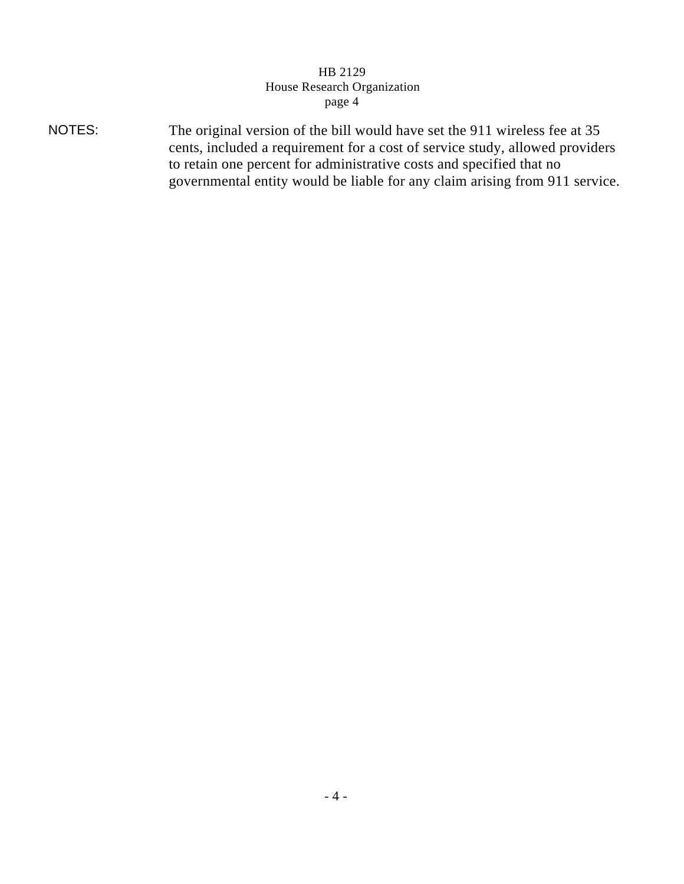**NOTES:** The original version of the bill would have set the 911 wireless fee at 35 cents, included a requirement for a cost of service study, allowed providers to retain one percent for administrative costs and specified that no governmental entity would be liable for any claim arising from 911 service.